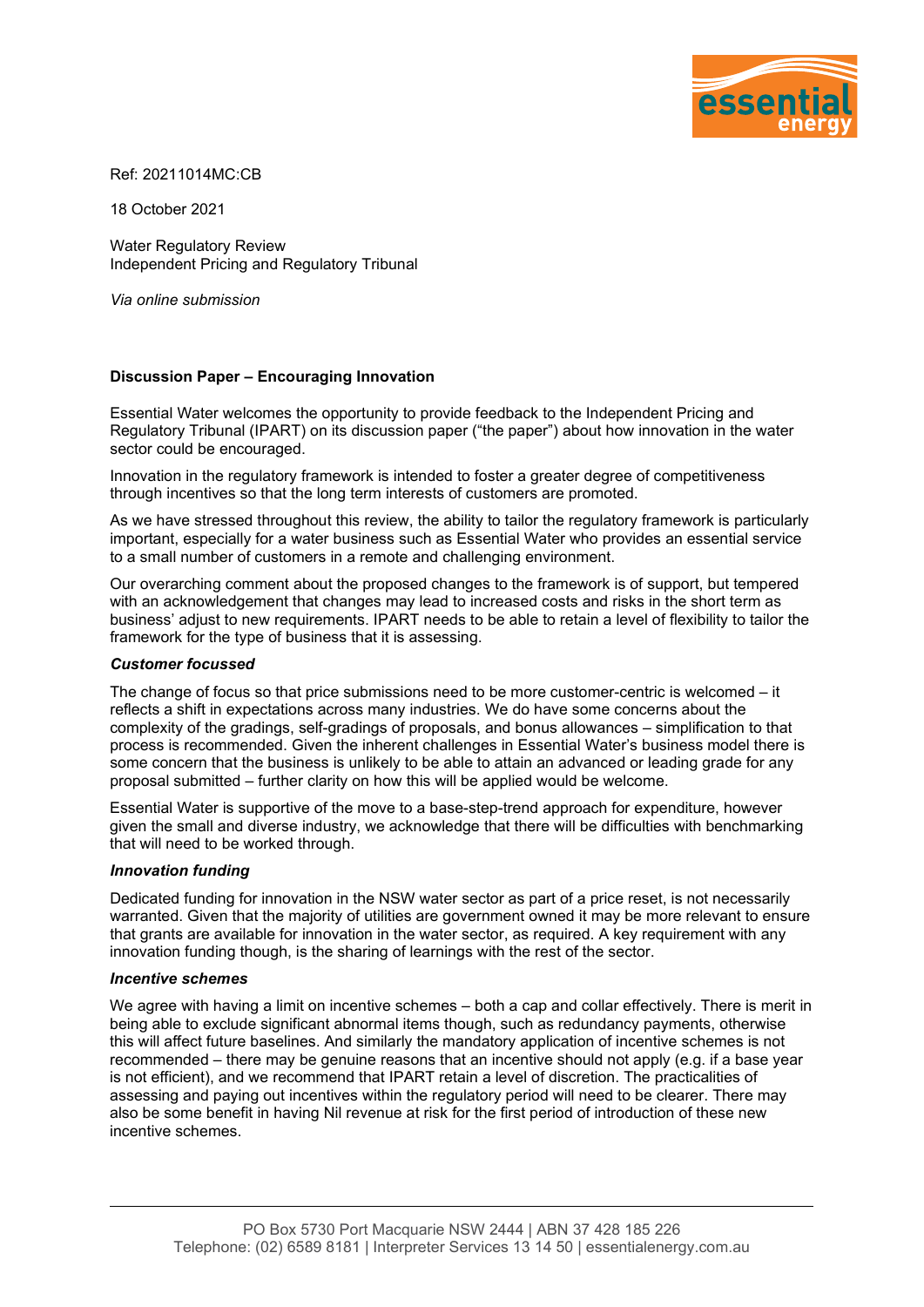Ref: 20211014MC:CB

18 October 2021

Water Regulatory Review
Independent Pricing and Regulatory Tribunal

*Via online submission*

**Discussion Paper – Encouraging Innovation**

Essential Water welcomes the opportunity to provide feedback to the Independent Pricing and Regulatory Tribunal (IPART) on its discussion paper ("the paper") about how innovation in the water sector could be encouraged.

Innovation in the regulatory framework is intended to foster a greater degree of competitiveness through incentives so that the long term interests of customers are promoted.

As we have stressed throughout this review, the ability to tailor the regulatory framework is particularly important, especially for a water business such as Essential Water who provides an essential service to a small number of customers in a remote and challenging environment.

Our overarching comment about the proposed changes to the framework is of support, but tempered with an acknowledgement that changes may lead to increased costs and risks in the short term as business' adjust to new requirements. IPART needs to be able to retain a level of flexibility to tailor the framework for the type of business that it is assessing.

***Customer focussed***

The change of focus so that price submissions need to be more customer-centric is welcomed – it reflects a shift in expectations across many industries. We do have some concerns about the complexity of the gradings, self-gradings of proposals, and bonus allowances – simplification to that process is recommended. Given the inherent challenges in Essential Water's business model there is some concern that the business is unlikely to be able to attain an advanced or leading grade for any proposal submitted – further clarity on how this will be applied would be welcome.

Essential Water is supportive of the move to a base-step-trend approach for expenditure, however given the small and diverse industry, we acknowledge that there will be difficulties with benchmarking that will need to be worked through.

***Innovation funding***

Dedicated funding for innovation in the NSW water sector as part of a price reset, is not necessarily warranted. Given that the majority of utilities are government owned it may be more relevant to ensure that grants are available for innovation in the water sector, as required. A key requirement with any innovation funding though, is the sharing of learnings with the rest of the sector.

***Incentive schemes***

We agree with having a limit on incentive schemes – both a cap and collar effectively. There is merit in being able to exclude significant abnormal items though, such as redundancy payments, otherwise this will affect future baselines. And similarly the mandatory application of incentive schemes is not recommended – there may be genuine reasons that an incentive should not apply (e.g. if a base year is not efficient), and we recommend that IPART retain a level of discretion. The practicalities of assessing and paying out incentives within the regulatory period will need to be clearer. There may also be some benefit in having Nil revenue at risk for the first period of introduction of these new incentive schemes.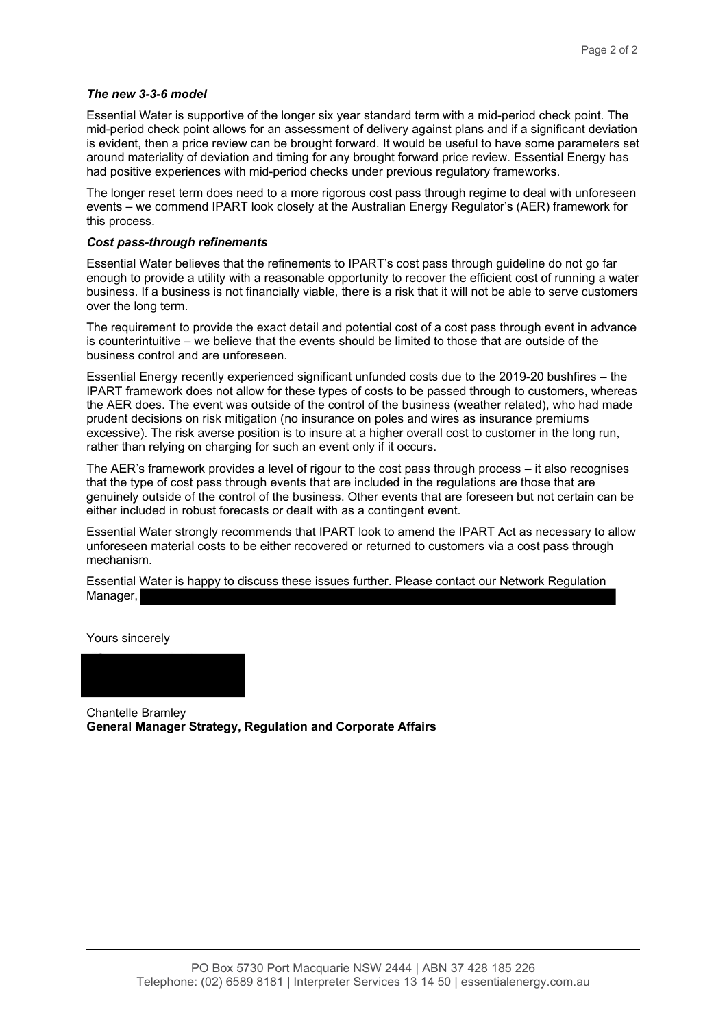### *The new 3-3-6 model*

Essential Water is supportive of the longer six year standard term with a mid-period check point. The mid-period check point allows for an assessment of delivery against plans and if a significant deviation is evident, then a price review can be brought forward. It would be useful to have some parameters set around materiality of deviation and timing for any brought forward price review. Essential Energy has had positive experiences with mid-period checks under previous regulatory frameworks.

The longer reset term does need to a more rigorous cost pass through regime to deal with unforeseen events – we commend IPART look closely at the Australian Energy Regulator's (AER) framework for this process.

### *Cost pass-through refinements*

Essential Water believes that the refinements to IPART's cost pass through guideline do not go far enough to provide a utility with a reasonable opportunity to recover the efficient cost of running a water business. If a business is not financially viable, there is a risk that it will not be able to serve customers over the long term.

The requirement to provide the exact detail and potential cost of a cost pass through event in advance is counterintuitive – we believe that the events should be limited to those that are outside of the business control and are unforeseen.

Essential Energy recently experienced significant unfunded costs due to the 2019-20 bushfires – the IPART framework does not allow for these types of costs to be passed through to customers, whereas the AER does. The event was outside of the control of the business (weather related), who had made prudent decisions on risk mitigation (no insurance on poles and wires as insurance premiums excessive). The risk averse position is to insure at a higher overall cost to customer in the long run, rather than relying on charging for such an event only if it occurs.

The AER's framework provides a level of rigour to the cost pass through process – it also recognises that the type of cost pass through events that are included in the regulations are those that are genuinely outside of the control of the business. Other events that are foreseen but not certain can be either included in robust forecasts or dealt with as a contingent event.

Essential Water strongly recommends that IPART look to amend the IPART Act as necessary to allow unforeseen material costs to be either recovered or returned to customers via a cost pass through mechanism.

Essential Water is happy to discuss these issues further. Please contact our Network Regulation Manager,

Yours sincerely

Chantelle Bramley
**General Manager Strategy, Regulation and Corporate Affairs**

PO Box 5730 Port Macquarie NSW 2444 | ABN 37 428 185 226
Telephone: (02) 6589 8181 | Interpreter Services 13 14 50 | essentialenergy.com.au